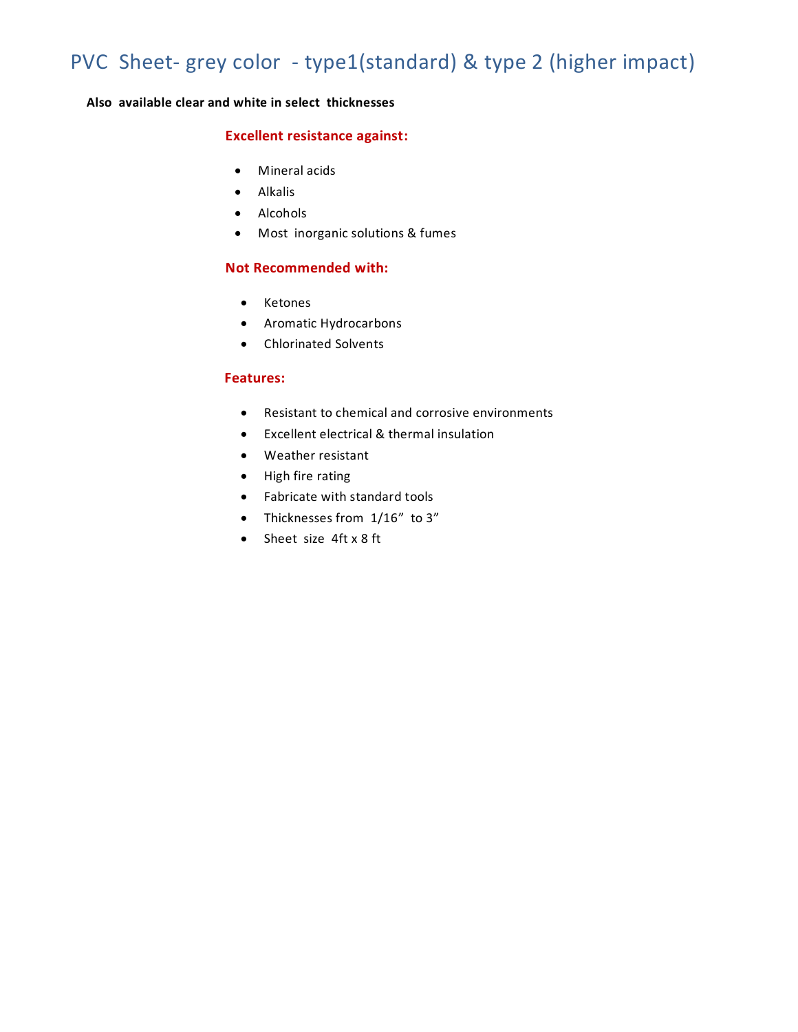# PVC Sheet- grey color - type1(standard) & type 2 (higher impact)

**Also available clear and white in select thicknesses**

**Excellent resistance against:**

- Mineral acids
- Alkalis
- Alcohols
- Most inorganic solutions & fumes

**Not Recommended with:**

- Ketones
- Aromatic Hydrocarbons
- Chlorinated Solvents

**Features:**

- Resistant to chemical and corrosive environments
- Excellent electrical & thermal insulation
- Weather resistant
- High fire rating
- Fabricate with standard tools
- Thicknesses from 1/16” to 3”
- Sheet size 4ft x 8 ft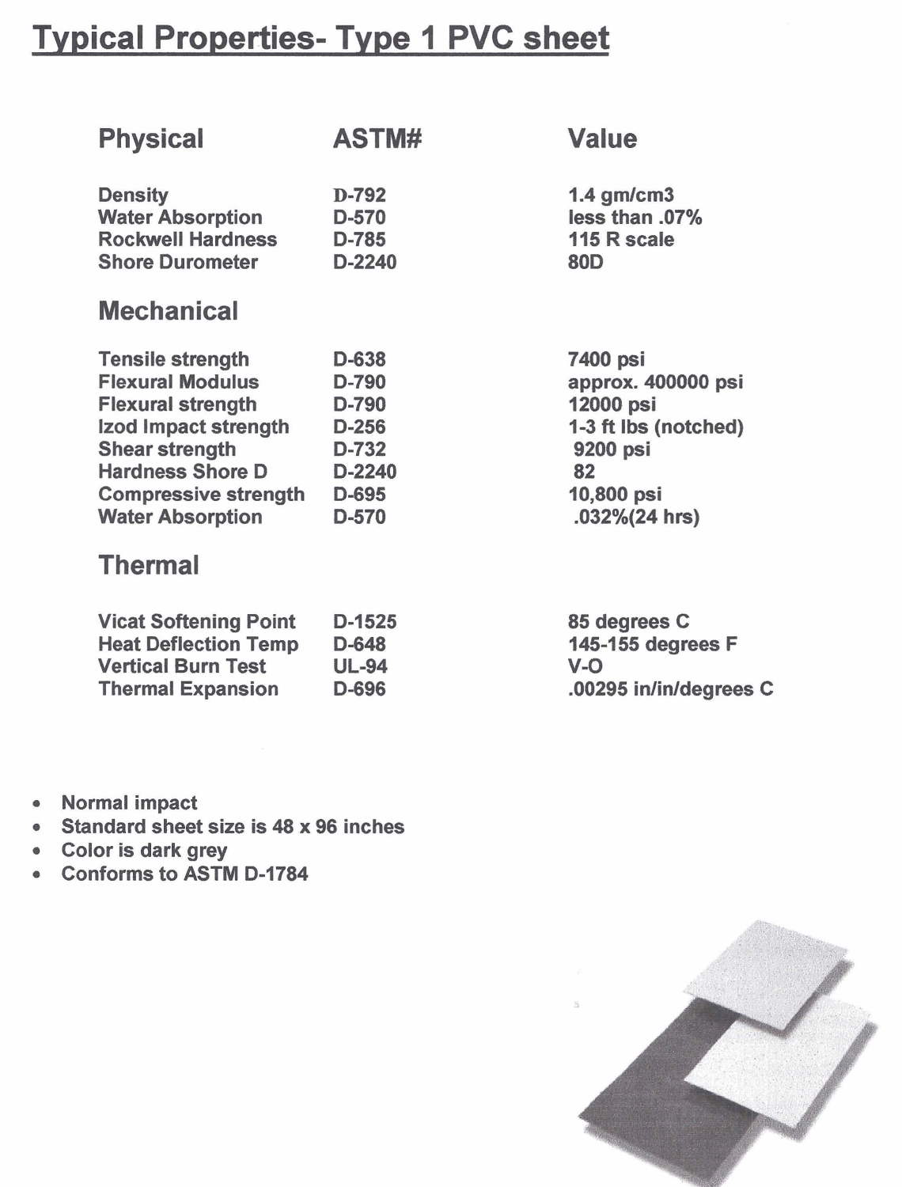# Typical Properties- Type 1 PVC sheet

| Physical | ASTM# | Value |
|---|---|---|
| Density | D-792 | 1.4 gm/cm3 |
| Water Absorption | D-570 | less than .07% |
| Rockwell Hardness | D-785 | 115 R scale |
| Shore Durometer | D-2240 | 80D |

| Mechanical | | |
|---|---|---|
| Tensile strength | D-638 | 7400 psi |
| Flexural Modulus | D-790 | approx. 400000 psi |
| Flexural strength | D-790 | 12000 psi |
| Izod Impact strength | D-256 | 1-3 ft lbs (notched) |
| Shear strength | D-732 | 9200 psi |
| Hardness Shore D | D-2240 | 82 |
| Compressive strength | D-695 | 10,800 psi |
| Water Absorption | D-570 | .032%(24 hrs) |

| Thermal | | |
|---|---|---|
| Vicat Softening Point | D-1525 | 85 degrees C |
| Heat Deflection Temp | D-648 | 145-155 degrees F |
| Vertical Burn Test | UL-94 | V-O |
| Thermal Expansion | D-696 | .00295 in/in/degrees C |

- Normal impact
- Standard sheet size is 48 x 96 inches
- Color is dark grey
- Conforms to ASTM D-1784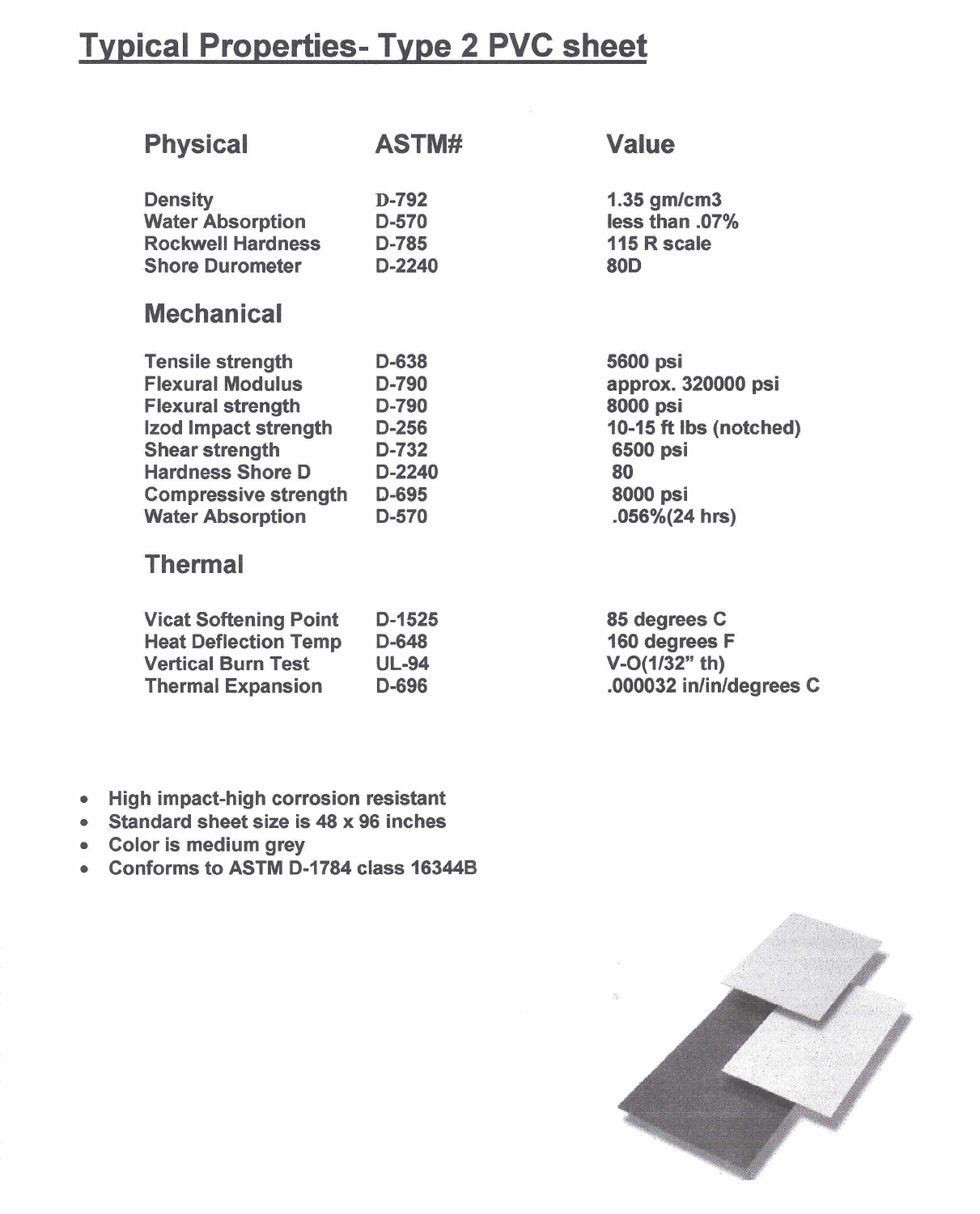# Typical Properties- Type 2 PVC sheet

| Physical | ASTM# | Value |
|---|---|---|
| Density | D-792 | 1.35 gm/cm3 |
| Water Absorption | D-570 | less than .07% |
| Rockwell Hardness | D-785 | 115 R scale |
| Shore Durometer | D-2240 | 80D |
| **Mechanical** | | |
| Tensile strength | D-638 | 5600 psi |
| Flexural Modulus | D-790 | approx. 320000 psi |
| Flexural strength | D-790 | 8000 psi |
| Izod Impact strength | D-256 | 10-15 ft lbs (notched) |
| Shear strength | D-732 | 6500 psi |
| Hardness Shore D | D-2240 | 80 |
| Compressive strength | D-695 | 8000 psi |
| Water Absorption | D-570 | .056%(24 hrs) |
| **Thermal** | | |
| Vicat Softening Point | D-1525 | 85 degrees C |
| Heat Deflection Temp | D-648 | 160 degrees F |
| Vertical Burn Test | UL-94 | V-O(1/32" th) |
| Thermal Expansion | D-696 | .000032 in/in/degrees C |

- High impact-high corrosion resistant
- Standard sheet size is 48 x 96 inches
- Color is medium grey
- Conforms to ASTM D-1784 class 16344B